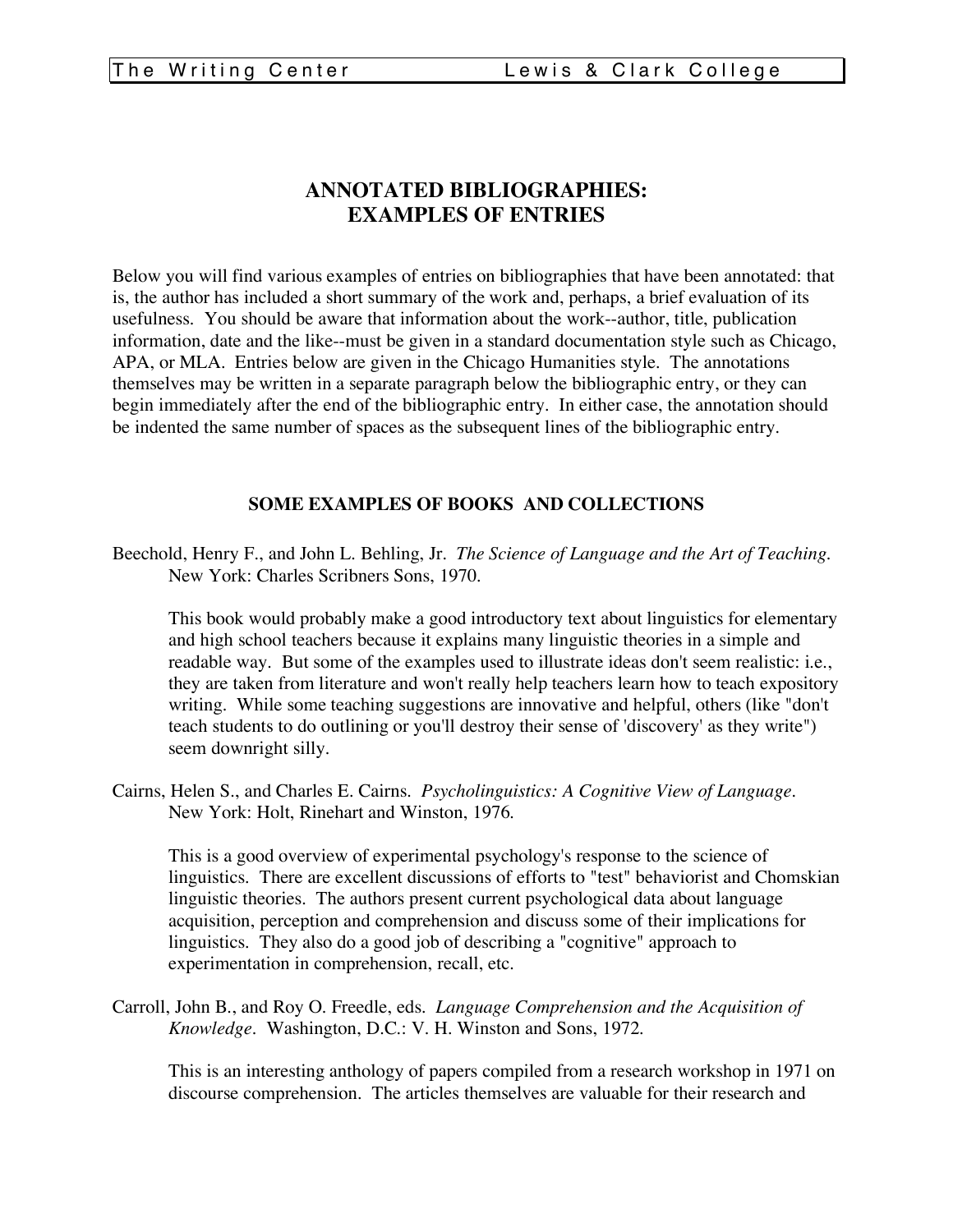# ANNOTATED BIBLIOGRAPHIES: EXAMPLES OF ENTRIES

Below you will find various examples of entries on bibliographies that have been annotated: that is, the author has included a short summary of the work and, perhaps, a brief evaluation of its usefulness. You should be aware that information about the work--author, title, publication information, date and the like--must be given in a standard documentation style such as Chicago, APA, or MLA. Entries below are given in the Chicago Humanities style. The annotations themselves may be written in a separate paragraph below the bibliographic entry, or they can begin immediately after the end of the bibliographic entry. In either case, the annotation should be indented the same number of spaces as the subsequent lines of the bibliographic entry.

## SOME EXAMPLES OF BOOKS AND COLLECTIONS

Beechold, Henry F., and John L. Behling, Jr. *The Science of Language and the Art of Teaching.* New York: Charles Scribners Sons, 1970.

> This book would probably make a good introductory text about linguistics for elementary and high school teachers because it explains many linguistic theories in a simple and readable way. But some of the examples used to illustrate ideas don't seem realistic: i.e., they are taken from literature and won't really help teachers learn how to teach expository writing. While some teaching suggestions are innovative and helpful, others (like "don't teach students to do outlining or you'll destroy their sense of 'discovery' as they write") seem downright silly.

Cairns, Helen S., and Charles E. Cairns. *Psycholinguistics: A Cognitive View of Language*. New York: Holt, Rinehart and Winston, 1976.

> This is a good overview of experimental psychology's response to the science of linguistics. There are excellent discussions of efforts to "test" behaviorist and Chomskian linguistic theories. The authors present current psychological data about language acquisition, perception and comprehension and discuss some of their implications for linguistics. They also do a good job of describing a "cognitive" approach to experimentation in comprehension, recall, etc.

Carroll, John B., and Roy O. Freedle, eds. *Language Comprehension and the Acquisition of Knowledge*. Washington, D.C.: V. H. Winston and Sons, 1972.

> This is an interesting anthology of papers compiled from a research workshop in 1971 on discourse comprehension. The articles themselves are valuable for their research and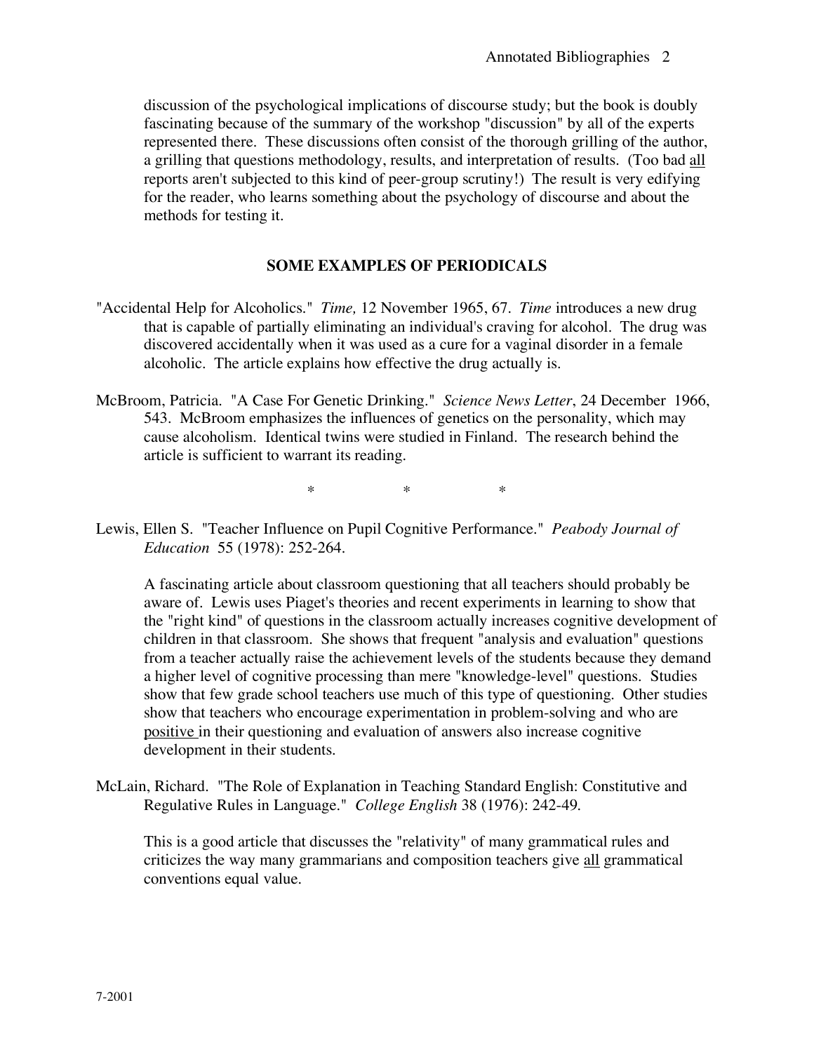discussion of the psychological implications of discourse study; but the book is doubly fascinating because of the summary of the workshop "discussion" by all of the experts represented there. These discussions often consist of the thorough grilling of the author, a grilling that questions methodology, results, and interpretation of results. (Too bad <u>all</u> reports aren't subjected to this kind of peer-group scrutiny!) The result is very edifying for the reader, who learns something about the psychology of discourse and about the methods for testing it.

## SOME EXAMPLES OF PERIODICALS

"Accidental Help for Alcoholics." *Time,* 12 November 1965, 67. *Time* introduces a new drug that is capable of partially eliminating an individual's craving for alcohol. The drug was discovered accidentally when it was used as a cure for a vaginal disorder in a female alcoholic. The article explains how effective the drug actually is.

McBroom, Patricia. "A Case For Genetic Drinking." *Science News Letter*, 24 December 1966, 543. McBroom emphasizes the influences of genetics on the personality, which may cause alcoholism. Identical twins were studied in Finland. The research behind the article is sufficient to warrant its reading.

\* \* \*

Lewis, Ellen S. "Teacher Influence on Pupil Cognitive Performance." *Peabody Journal of Education* 55 (1978): 252-264.

A fascinating article about classroom questioning that all teachers should probably be aware of. Lewis uses Piaget's theories and recent experiments in learning to show that the "right kind" of questions in the classroom actually increases cognitive development of children in that classroom. She shows that frequent "analysis and evaluation" questions from a teacher actually raise the achievement levels of the students because they demand a higher level of cognitive processing than mere "knowledge-level" questions. Studies show that few grade school teachers use much of this type of questioning. Other studies show that teachers who encourage experimentation in problem-solving and who are <u>positive</u> in their questioning and evaluation of answers also increase cognitive development in their students.

McLain, Richard. "The Role of Explanation in Teaching Standard English: Constitutive and Regulative Rules in Language." *College English* 38 (1976): 242-49.

This is a good article that discusses the "relativity" of many grammatical rules and criticizes the way many grammarians and composition teachers give <u>all</u> grammatical conventions equal value.